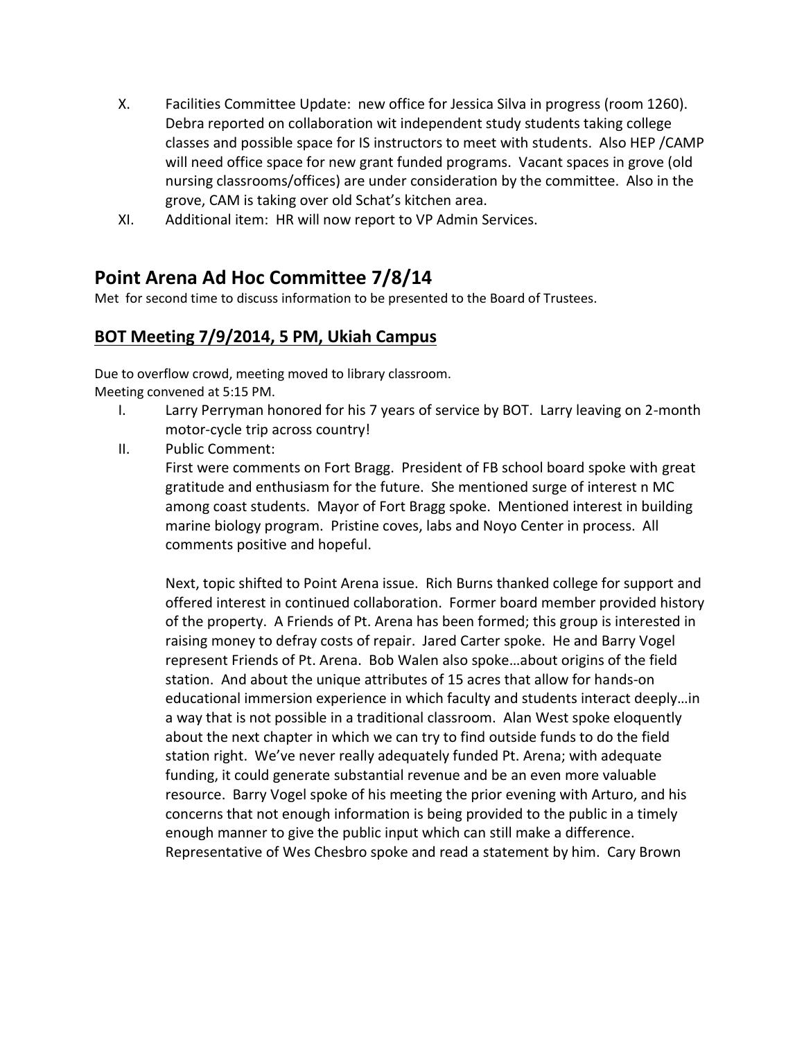X. Facilities Committee Update: new office for Jessica Silva in progress (room 1260). Debra reported on collaboration wit independent study students taking college classes and possible space for IS instructors to meet with students. Also HEP /CAMP will need office space for new grant funded programs. Vacant spaces in grove (old nursing classrooms/offices) are under consideration by the committee. Also in the grove, CAM is taking over old Schat's kitchen area.

XI. Additional item: HR will now report to VP Admin Services.

## Point Arena Ad Hoc Committee 7/8/14

Met for second time to discuss information to be presented to the Board of Trustees.

### BOT Meeting 7/9/2014, 5 PM, Ukiah Campus

Due to overflow crowd, meeting moved to library classroom.
Meeting convened at 5:15 PM.

I. Larry Perryman honored for his 7 years of service by BOT. Larry leaving on 2-month motor-cycle trip across country!

II. Public Comment:
First were comments on Fort Bragg. President of FB school board spoke with great gratitude and enthusiasm for the future. She mentioned surge of interest n MC among coast students. Mayor of Fort Bragg spoke. Mentioned interest in building marine biology program. Pristine coves, labs and Noyo Center in process. All comments positive and hopeful.

Next, topic shifted to Point Arena issue. Rich Burns thanked college for support and offered interest in continued collaboration. Former board member provided history of the property. A Friends of Pt. Arena has been formed; this group is interested in raising money to defray costs of repair. Jared Carter spoke. He and Barry Vogel represent Friends of Pt. Arena. Bob Walen also spoke…about origins of the field station. And about the unique attributes of 15 acres that allow for hands-on educational immersion experience in which faculty and students interact deeply…in a way that is not possible in a traditional classroom. Alan West spoke eloquently about the next chapter in which we can try to find outside funds to do the field station right. We've never really adequately funded Pt. Arena; with adequate funding, it could generate substantial revenue and be an even more valuable resource. Barry Vogel spoke of his meeting the prior evening with Arturo, and his concerns that not enough information is being provided to the public in a timely enough manner to give the public input which can still make a difference. Representative of Wes Chesbro spoke and read a statement by him. Cary Brown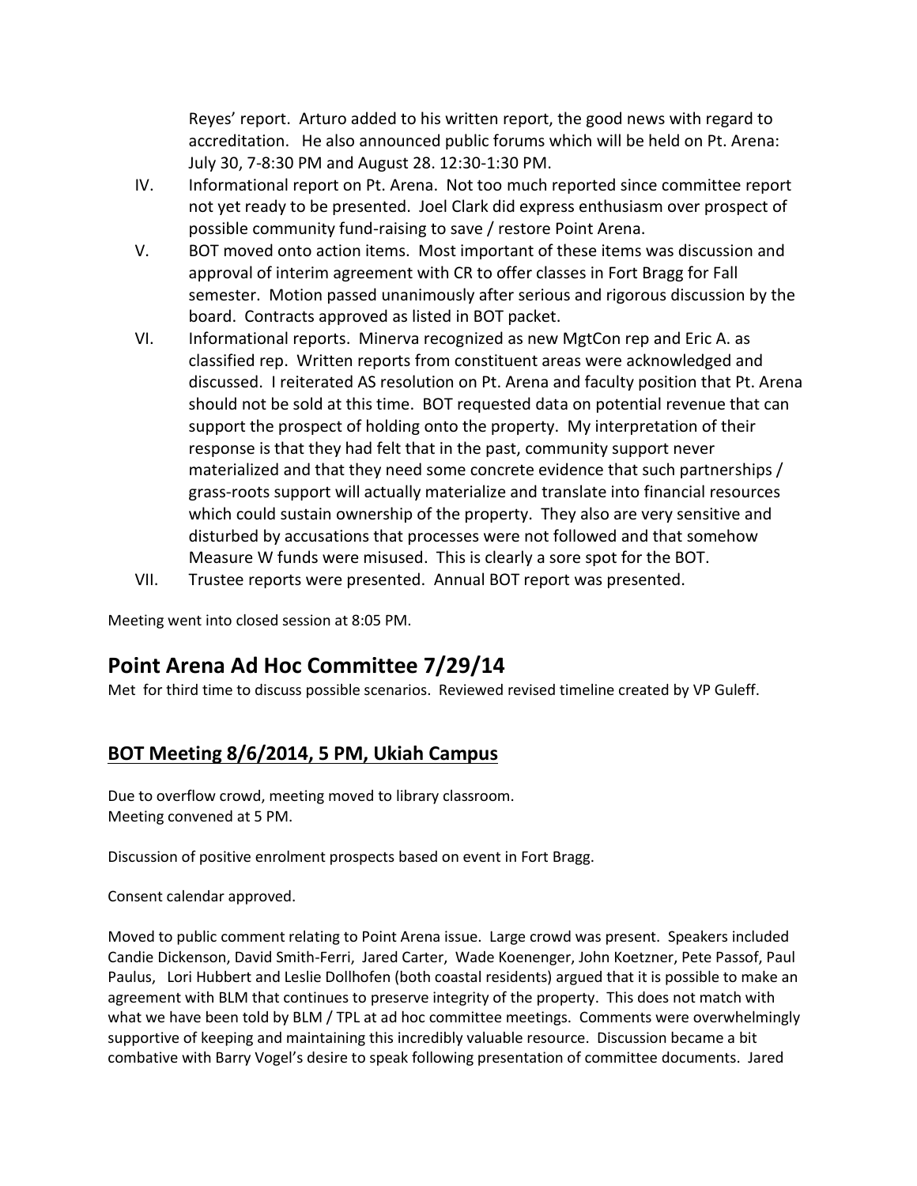Reyes' report. Arturo added to his written report, the good news with regard to accreditation. He also announced public forums which will be held on Pt. Arena: July 30, 7-8:30 PM and August 28. 12:30-1:30 PM.

IV. Informational report on Pt. Arena. Not too much reported since committee report not yet ready to be presented. Joel Clark did express enthusiasm over prospect of possible community fund-raising to save / restore Point Arena.

V. BOT moved onto action items. Most important of these items was discussion and approval of interim agreement with CR to offer classes in Fort Bragg for Fall semester. Motion passed unanimously after serious and rigorous discussion by the board. Contracts approved as listed in BOT packet.

VI. Informational reports. Minerva recognized as new MgtCon rep and Eric A. as classified rep. Written reports from constituent areas were acknowledged and discussed. I reiterated AS resolution on Pt. Arena and faculty position that Pt. Arena should not be sold at this time. BOT requested data on potential revenue that can support the prospect of holding onto the property. My interpretation of their response is that they had felt that in the past, community support never materialized and that they need some concrete evidence that such partnerships / grass-roots support will actually materialize and translate into financial resources which could sustain ownership of the property. They also are very sensitive and disturbed by accusations that processes were not followed and that somehow Measure W funds were misused. This is clearly a sore spot for the BOT.

VII. Trustee reports were presented. Annual BOT report was presented.

Meeting went into closed session at 8:05 PM.

## Point Arena Ad Hoc Committee 7/29/14

Met for third time to discuss possible scenarios. Reviewed revised timeline created by VP Guleff.

## BOT Meeting 8/6/2014, 5 PM, Ukiah Campus

Due to overflow crowd, meeting moved to library classroom.
Meeting convened at 5 PM.

Discussion of positive enrolment prospects based on event in Fort Bragg.

Consent calendar approved.

Moved to public comment relating to Point Arena issue. Large crowd was present. Speakers included Candie Dickenson, David Smith-Ferri, Jared Carter, Wade Koenenger, John Koetzner, Pete Passof, Paul Paulus, Lori Hubbert and Leslie Dollhofen (both coastal residents) argued that it is possible to make an agreement with BLM that continues to preserve integrity of the property. This does not match with what we have been told by BLM / TPL at ad hoc committee meetings. Comments were overwhelmingly supportive of keeping and maintaining this incredibly valuable resource. Discussion became a bit combative with Barry Vogel's desire to speak following presentation of committee documents. Jared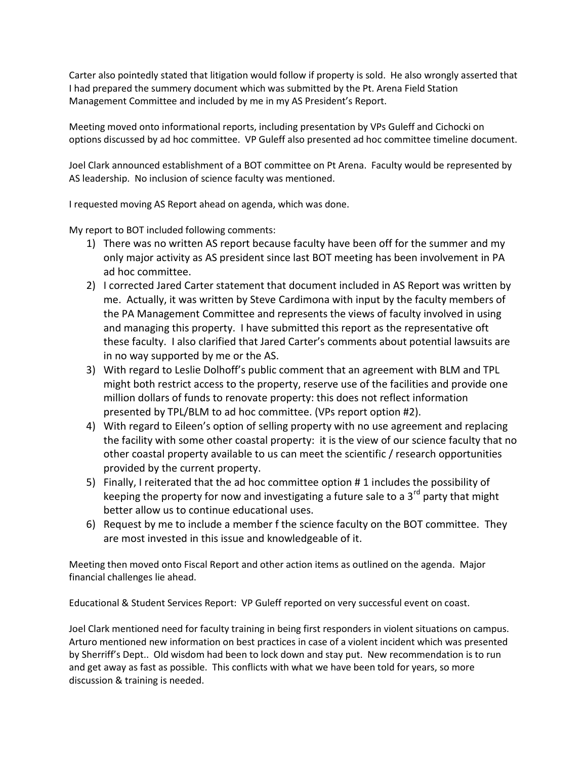Carter also pointedly stated that litigation would follow if property is sold. He also wrongly asserted that I had prepared the summery document which was submitted by the Pt. Arena Field Station Management Committee and included by me in my AS President's Report.

Meeting moved onto informational reports, including presentation by VPs Guleff and Cichocki on options discussed by ad hoc committee. VP Guleff also presented ad hoc committee timeline document.

Joel Clark announced establishment of a BOT committee on Pt Arena. Faculty would be represented by AS leadership. No inclusion of science faculty was mentioned.

I requested moving AS Report ahead on agenda, which was done.

My report to BOT included following comments:

1) There was no written AS report because faculty have been off for the summer and my only major activity as AS president since last BOT meeting has been involvement in PA ad hoc committee.
2) I corrected Jared Carter statement that document included in AS Report was written by me. Actually, it was written by Steve Cardimona with input by the faculty members of the PA Management Committee and represents the views of faculty involved in using and managing this property. I have submitted this report as the representative oft these faculty. I also clarified that Jared Carter's comments about potential lawsuits are in no way supported by me or the AS.
3) With regard to Leslie Dolhoff's public comment that an agreement with BLM and TPL might both restrict access to the property, reserve use of the facilities and provide one million dollars of funds to renovate property: this does not reflect information presented by TPL/BLM to ad hoc committee. (VPs report option #2).
4) With regard to Eileen's option of selling property with no use agreement and replacing the facility with some other coastal property: it is the view of our science faculty that no other coastal property available to us can meet the scientific / research opportunities provided by the current property.
5) Finally, I reiterated that the ad hoc committee option # 1 includes the possibility of keeping the property for now and investigating a future sale to a 3rd party that might better allow us to continue educational uses.
6) Request by me to include a member f the science faculty on the BOT committee. They are most invested in this issue and knowledgeable of it.

Meeting then moved onto Fiscal Report and other action items as outlined on the agenda. Major financial challenges lie ahead.

Educational & Student Services Report: VP Guleff reported on very successful event on coast.

Joel Clark mentioned need for faculty training in being first responders in violent situations on campus. Arturo mentioned new information on best practices in case of a violent incident which was presented by Sherriff's Dept.. Old wisdom had been to lock down and stay put. New recommendation is to run and get away as fast as possible. This conflicts with what we have been told for years, so more discussion & training is needed.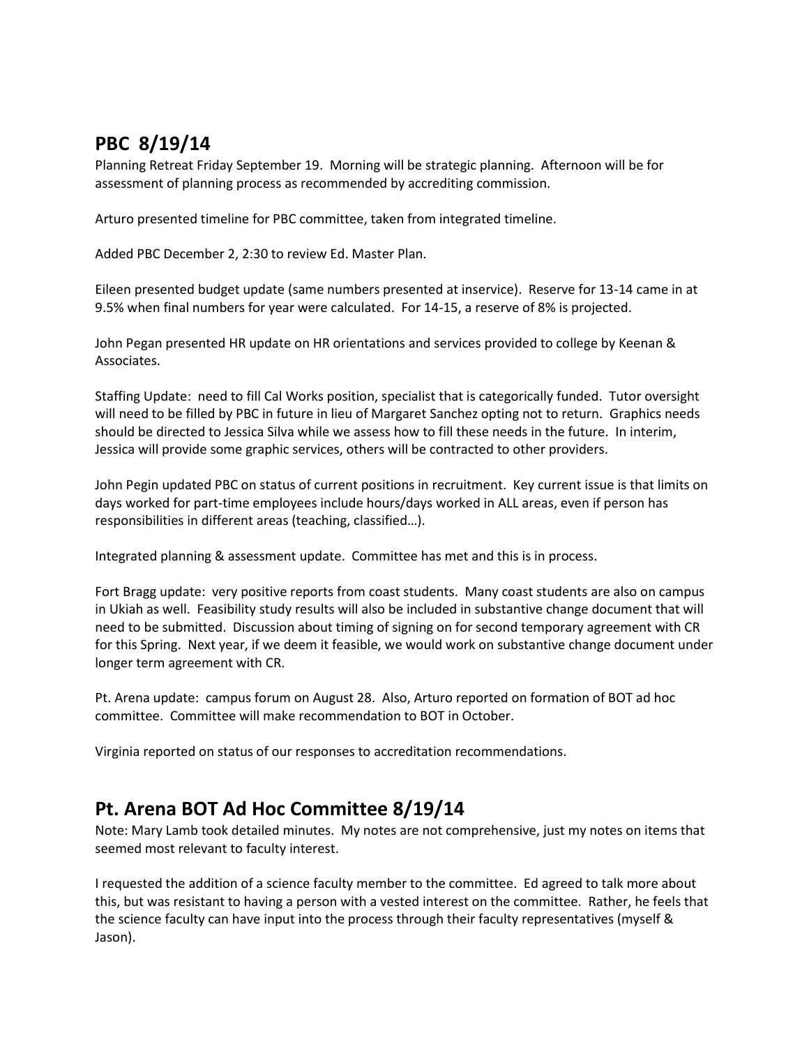## PBC 8/19/14

Planning Retreat Friday September 19. Morning will be strategic planning. Afternoon will be for assessment of planning process as recommended by accrediting commission.

Arturo presented timeline for PBC committee, taken from integrated timeline.

Added PBC December 2, 2:30 to review Ed. Master Plan.

Eileen presented budget update (same numbers presented at inservice). Reserve for 13-14 came in at 9.5% when final numbers for year were calculated. For 14-15, a reserve of 8% is projected.

John Pegan presented HR update on HR orientations and services provided to college by Keenan & Associates.

Staffing Update: need to fill Cal Works position, specialist that is categorically funded. Tutor oversight will need to be filled by PBC in future in lieu of Margaret Sanchez opting not to return. Graphics needs should be directed to Jessica Silva while we assess how to fill these needs in the future. In interim, Jessica will provide some graphic services, others will be contracted to other providers.

John Pegin updated PBC on status of current positions in recruitment. Key current issue is that limits on days worked for part-time employees include hours/days worked in ALL areas, even if person has responsibilities in different areas (teaching, classified…).

Integrated planning & assessment update. Committee has met and this is in process.

Fort Bragg update: very positive reports from coast students. Many coast students are also on campus in Ukiah as well. Feasibility study results will also be included in substantive change document that will need to be submitted. Discussion about timing of signing on for second temporary agreement with CR for this Spring. Next year, if we deem it feasible, we would work on substantive change document under longer term agreement with CR.

Pt. Arena update: campus forum on August 28. Also, Arturo reported on formation of BOT ad hoc committee. Committee will make recommendation to BOT in October.

Virginia reported on status of our responses to accreditation recommendations.

## Pt. Arena BOT Ad Hoc Committee 8/19/14

Note: Mary Lamb took detailed minutes. My notes are not comprehensive, just my notes on items that seemed most relevant to faculty interest.

I requested the addition of a science faculty member to the committee. Ed agreed to talk more about this, but was resistant to having a person with a vested interest on the committee. Rather, he feels that the science faculty can have input into the process through their faculty representatives (myself & Jason).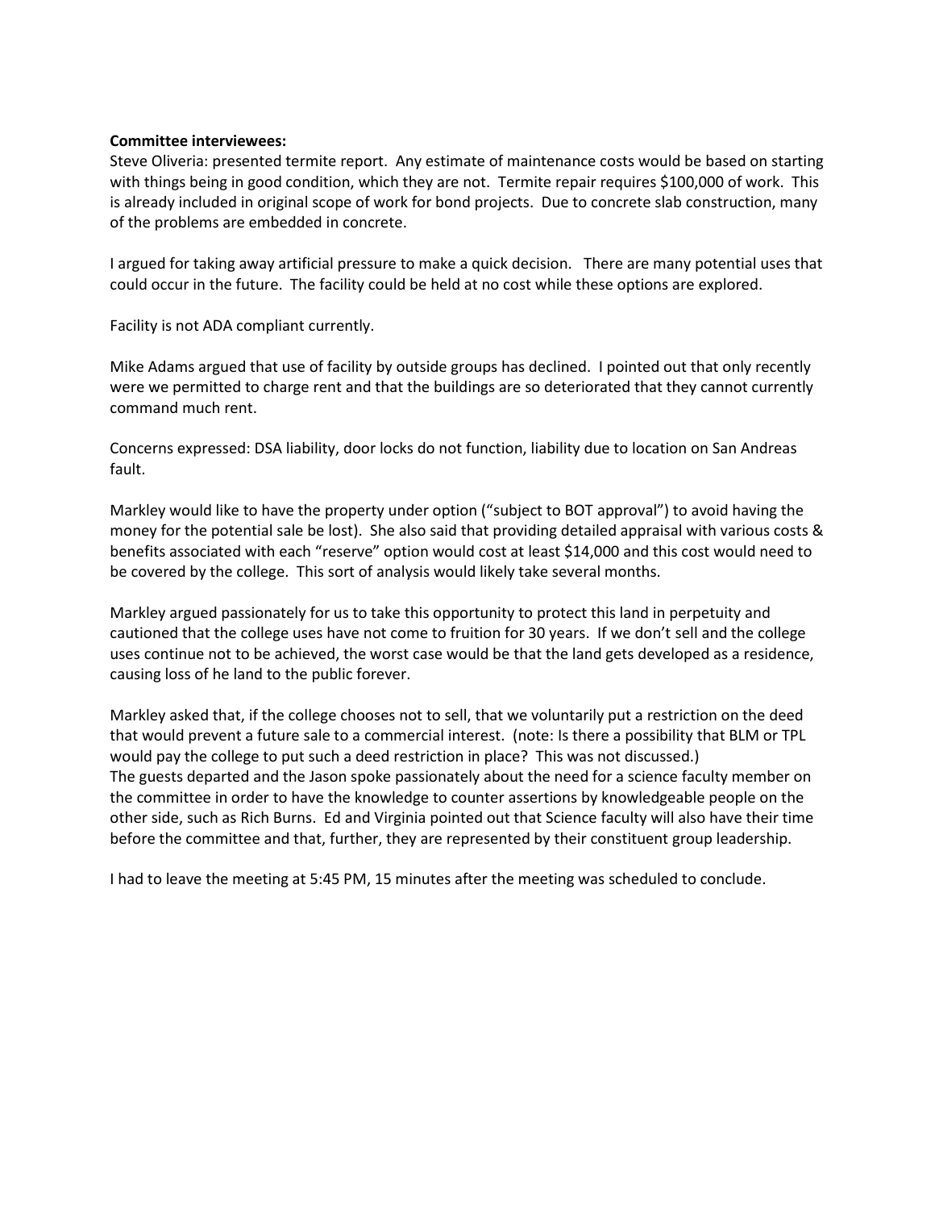**Committee interviewees:**

Steve Oliveria: presented termite report. Any estimate of maintenance costs would be based on starting with things being in good condition, which they are not. Termite repair requires $100,000 of work. This is already included in original scope of work for bond projects. Due to concrete slab construction, many of the problems are embedded in concrete.

I argued for taking away artificial pressure to make a quick decision. There are many potential uses that could occur in the future. The facility could be held at no cost while these options are explored.

Facility is not ADA compliant currently.

Mike Adams argued that use of facility by outside groups has declined. I pointed out that only recently were we permitted to charge rent and that the buildings are so deteriorated that they cannot currently command much rent.

Concerns expressed: DSA liability, door locks do not function, liability due to location on San Andreas fault.

Markley would like to have the property under option ("subject to BOT approval") to avoid having the money for the potential sale be lost). She also said that providing detailed appraisal with various costs & benefits associated with each "reserve" option would cost at least $14,000 and this cost would need to be covered by the college. This sort of analysis would likely take several months.

Markley argued passionately for us to take this opportunity to protect this land in perpetuity and cautioned that the college uses have not come to fruition for 30 years. If we don't sell and the college uses continue not to be achieved, the worst case would be that the land gets developed as a residence, causing loss of he land to the public forever.

Markley asked that, if the college chooses not to sell, that we voluntarily put a restriction on the deed that would prevent a future sale to a commercial interest. (note: Is there a possibility that BLM or TPL would pay the college to put such a deed restriction in place? This was not discussed.)
The guests departed and the Jason spoke passionately about the need for a science faculty member on the committee in order to have the knowledge to counter assertions by knowledgeable people on the other side, such as Rich Burns. Ed and Virginia pointed out that Science faculty will also have their time before the committee and that, further, they are represented by their constituent group leadership.

I had to leave the meeting at 5:45 PM, 15 minutes after the meeting was scheduled to conclude.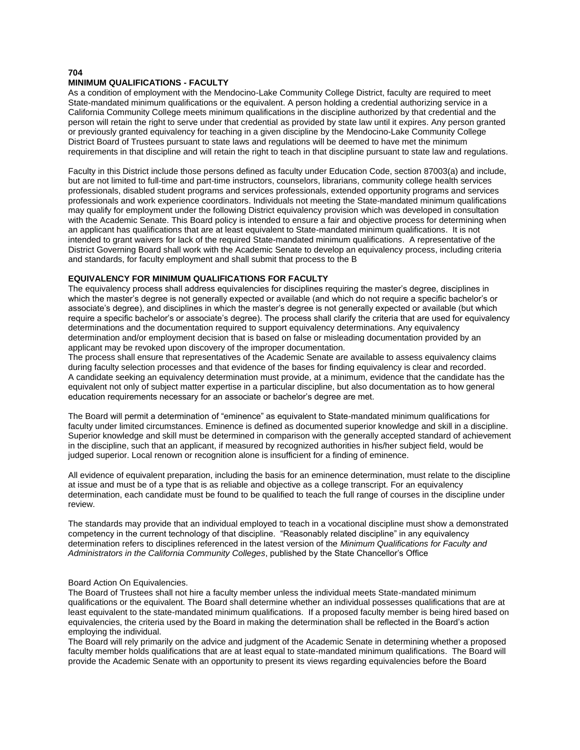**704**

**MINIMUM QUALIFICATIONS - FACULTY**

As a condition of employment with the Mendocino-Lake Community College District, faculty are required to meet State-mandated minimum qualifications or the equivalent. A person holding a credential authorizing service in a California Community College meets minimum qualifications in the discipline authorized by that credential and the person will retain the right to serve under that credential as provided by state law until it expires. Any person granted or previously granted equivalency for teaching in a given discipline by the Mendocino-Lake Community College District Board of Trustees pursuant to state laws and regulations will be deemed to have met the minimum requirements in that discipline and will retain the right to teach in that discipline pursuant to state law and regulations.

Faculty in this District include those persons defined as faculty under Education Code, section 87003(a) and include, but are not limited to full-time and part-time instructors, counselors, librarians, community college health services professionals, disabled student programs and services professionals, extended opportunity programs and services professionals and work experience coordinators. Individuals not meeting the State-mandated minimum qualifications may qualify for employment under the following District equivalency provision which was developed in consultation with the Academic Senate. This Board policy is intended to ensure a fair and objective process for determining when an applicant has qualifications that are at least equivalent to State-mandated minimum qualifications. It is not intended to grant waivers for lack of the required State-mandated minimum qualifications. A representative of the District Governing Board shall work with the Academic Senate to develop an equivalency process, including criteria and standards, for faculty employment and shall submit that process to the B

**EQUIVALENCY FOR MINIMUM QUALIFICATIONS FOR FACULTY**

The equivalency process shall address equivalencies for disciplines requiring the master's degree, disciplines in which the master's degree is not generally expected or available (and which do not require a specific bachelor's or associate's degree), and disciplines in which the master's degree is not generally expected or available (but which require a specific bachelor's or associate's degree). The process shall clarify the criteria that are used for equivalency determinations and the documentation required to support equivalency determinations. Any equivalency determination and/or employment decision that is based on false or misleading documentation provided by an applicant may be revoked upon discovery of the improper documentation.

The process shall ensure that representatives of the Academic Senate are available to assess equivalency claims during faculty selection processes and that evidence of the bases for finding equivalency is clear and recorded.

A candidate seeking an equivalency determination must provide, at a minimum, evidence that the candidate has the equivalent not only of subject matter expertise in a particular discipline, but also documentation as to how general education requirements necessary for an associate or bachelor's degree are met.

The Board will permit a determination of "eminence" as equivalent to State-mandated minimum qualifications for faculty under limited circumstances. Eminence is defined as documented superior knowledge and skill in a discipline. Superior knowledge and skill must be determined in comparison with the generally accepted standard of achievement in the discipline, such that an applicant, if measured by recognized authorities in his/her subject field, would be judged superior. Local renown or recognition alone is insufficient for a finding of eminence.

All evidence of equivalent preparation, including the basis for an eminence determination, must relate to the discipline at issue and must be of a type that is as reliable and objective as a college transcript. For an equivalency determination, each candidate must be found to be qualified to teach the full range of courses in the discipline under review.

The standards may provide that an individual employed to teach in a vocational discipline must show a demonstrated competency in the current technology of that discipline. "Reasonably related discipline" in any equivalency determination refers to disciplines referenced in the latest version of the *Minimum Qualifications for Faculty and Administrators in the California Community Colleges*, published by the State Chancellor's Office

Board Action On Equivalencies.

The Board of Trustees shall not hire a faculty member unless the individual meets State-mandated minimum qualifications or the equivalent. The Board shall determine whether an individual possesses qualifications that are at least equivalent to the state-mandated minimum qualifications. If a proposed faculty member is being hired based on equivalencies, the criteria used by the Board in making the determination shall be reflected in the Board's action employing the individual.

The Board will rely primarily on the advice and judgment of the Academic Senate in determining whether a proposed faculty member holds qualifications that are at least equal to state-mandated minimum qualifications. The Board will provide the Academic Senate with an opportunity to present its views regarding equivalencies before the Board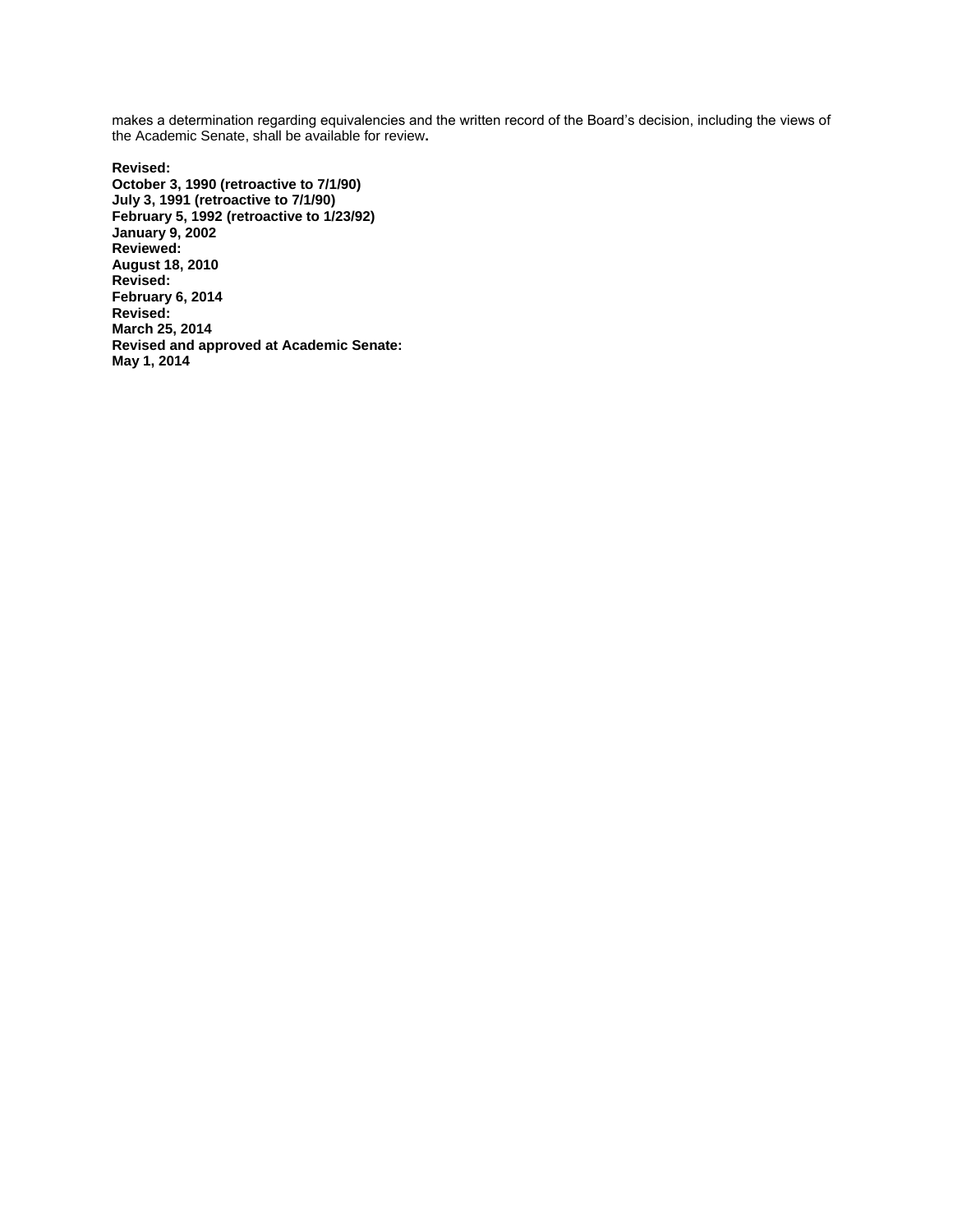makes a determination regarding equivalencies and the written record of the Board's decision, including the views of the Academic Senate, shall be available for review**.**

**Revised:**
**October 3, 1990 (retroactive to 7/1/90)**
**July 3, 1991 (retroactive to 7/1/90)**
**February 5, 1992 (retroactive to 1/23/92)**
**January 9, 2002**
**Reviewed:**
**August 18, 2010**
**Revised:**
**February 6, 2014**
**Revised:**
**March 25, 2014**
**Revised and approved at Academic Senate:**
**May 1, 2014**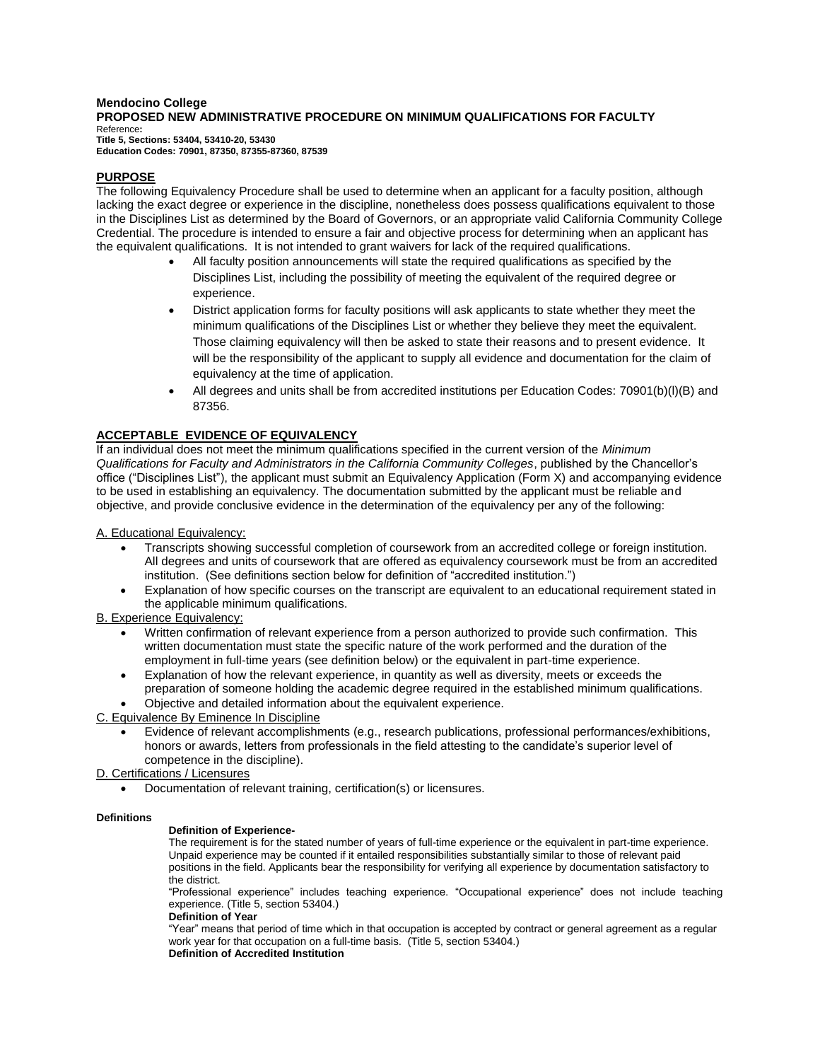**Mendocino College**
**PROPOSED NEW ADMINISTRATIVE PROCEDURE ON MINIMUM QUALIFICATIONS FOR FACULTY**
Reference**:**
**Title 5, Sections: 53404, 53410-20, 53430**
**Education Codes: 70901, 87350, 87355-87360, 87539**

## PURPOSE

The following Equivalency Procedure shall be used to determine when an applicant for a faculty position, although lacking the exact degree or experience in the discipline, nonetheless does possess qualifications equivalent to those in the Disciplines List as determined by the Board of Governors, or an appropriate valid California Community College Credential. The procedure is intended to ensure a fair and objective process for determining when an applicant has the equivalent qualifications. It is not intended to grant waivers for lack of the required qualifications.

- All faculty position announcements will state the required qualifications as specified by the Disciplines List, including the possibility of meeting the equivalent of the required degree or experience.
- District application forms for faculty positions will ask applicants to state whether they meet the minimum qualifications of the Disciplines List or whether they believe they meet the equivalent. Those claiming equivalency will then be asked to state their reasons and to present evidence. It will be the responsibility of the applicant to supply all evidence and documentation for the claim of equivalency at the time of application.
- All degrees and units shall be from accredited institutions per Education Codes: 70901(b)(l)(B) and 87356.

## ACCEPTABLE EVIDENCE OF EQUIVALENCY

If an individual does not meet the minimum qualifications specified in the current version of the *Minimum Qualifications for Faculty and Administrators in the California Community Colleges*, published by the Chancellor's office ("Disciplines List"), the applicant must submit an Equivalency Application (Form X) and accompanying evidence to be used in establishing an equivalency. The documentation submitted by the applicant must be reliable and objective, and provide conclusive evidence in the determination of the equivalency per any of the following:

A. Educational Equivalency:

- Transcripts showing successful completion of coursework from an accredited college or foreign institution. All degrees and units of coursework that are offered as equivalency coursework must be from an accredited institution. (See definitions section below for definition of "accredited institution.")
- Explanation of how specific courses on the transcript are equivalent to an educational requirement stated in the applicable minimum qualifications.

B. Experience Equivalency:

- Written confirmation of relevant experience from a person authorized to provide such confirmation. This written documentation must state the specific nature of the work performed and the duration of the employment in full-time years (see definition below) or the equivalent in part-time experience.
- Explanation of how the relevant experience, in quantity as well as diversity, meets or exceeds the preparation of someone holding the academic degree required in the established minimum qualifications.
- Objective and detailed information about the equivalent experience.

C. Equivalence By Eminence In Discipline

- Evidence of relevant accomplishments (e.g., research publications, professional performances/exhibitions, honors or awards, letters from professionals in the field attesting to the candidate's superior level of competence in the discipline).

D. Certifications / Licensures

- Documentation of relevant training, certification(s) or licensures.

**Definitions**

**Definition of Experience-**

The requirement is for the stated number of years of full-time experience or the equivalent in part-time experience. Unpaid experience may be counted if it entailed responsibilities substantially similar to those of relevant paid positions in the field. Applicants bear the responsibility for verifying all experience by documentation satisfactory to the district.

"Professional experience" includes teaching experience. "Occupational experience" does not include teaching experience. (Title 5, section 53404.)

**Definition of Year**

"Year" means that period of time which in that occupation is accepted by contract or general agreement as a regular work year for that occupation on a full-time basis. (Title 5, section 53404.)

**Definition of Accredited Institution**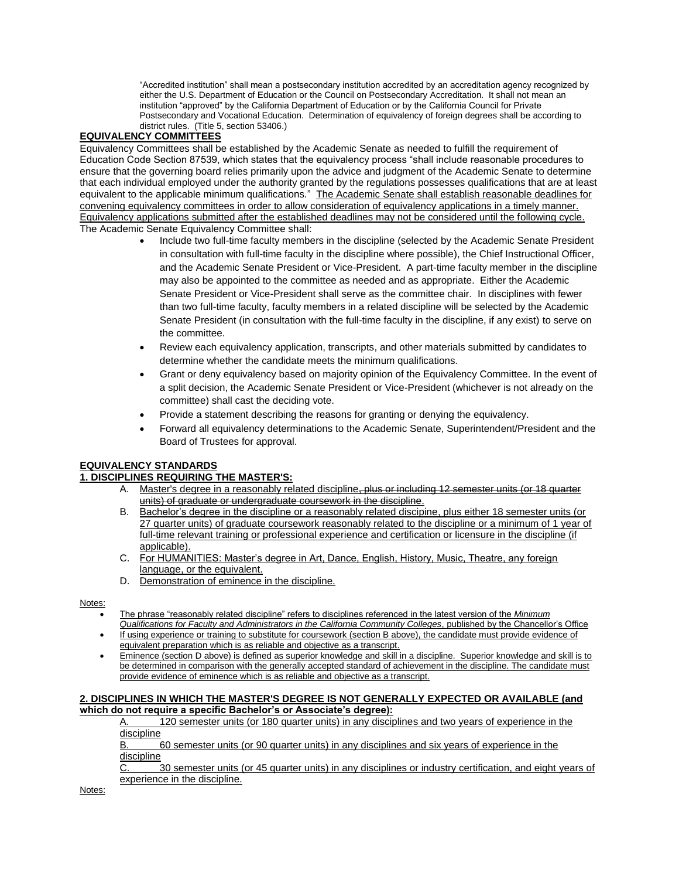"Accredited institution" shall mean a postsecondary institution accredited by an accreditation agency recognized by either the U.S. Department of Education or the Council on Postsecondary Accreditation. It shall not mean an institution "approved" by the California Department of Education or by the California Council for Private Postsecondary and Vocational Education. Determination of equivalency of foreign degrees shall be according to district rules. (Title 5, section 53406.)

## EQUIVALENCY COMMITTEES

Equivalency Committees shall be established by the Academic Senate as needed to fulfill the requirement of Education Code Section 87539, which states that the equivalency process "shall include reasonable procedures to ensure that the governing board relies primarily upon the advice and judgment of the Academic Senate to determine that each individual employed under the authority granted by the regulations possesses qualifications that are at least equivalent to the applicable minimum qualifications." <u>The Academic Senate shall establish reasonable deadlines for convening equivalency committees in order to allow consideration of equivalency applications in a timely manner. Equivalency applications submitted after the established deadlines may not be considered until the following cycle.</u>

The Academic Senate Equivalency Committee shall:

- Include two full-time faculty members in the discipline (selected by the Academic Senate President in consultation with full-time faculty in the discipline where possible), the Chief Instructional Officer, and the Academic Senate President or Vice-President. A part-time faculty member in the discipline may also be appointed to the committee as needed and as appropriate. Either the Academic Senate President or Vice-President shall serve as the committee chair. In disciplines with fewer than two full-time faculty, faculty members in a related discipline will be selected by the Academic Senate President (in consultation with the full-time faculty in the discipline, if any exist) to serve on the committee.
- Review each equivalency application, transcripts, and other materials submitted by candidates to determine whether the candidate meets the minimum qualifications.
- Grant or deny equivalency based on majority opinion of the Equivalency Committee. In the event of a split decision, the Academic Senate President or Vice-President (whichever is not already on the committee) shall cast the deciding vote.
- Provide a statement describing the reasons for granting or denying the equivalency.
- Forward all equivalency determinations to the Academic Senate, Superintendent/President and the Board of Trustees for approval.

## EQUIVALENCY STANDARDS

### 1. DISCIPLINES REQUIRING THE MASTER'S:

A. <u>Master's degree in a reasonably related discipline</u>~~, plus or including 12 semester units (or 18 quarter units) of graduate or undergraduate coursework in the discipline~~.

B. <u>Bachelor's degree in the discipline or a reasonably related discipine, plus either 18 semester units (or 27 quarter units) of graduate coursework reasonably related to the discipline or a minimum of 1 year of full-time relevant training or professional experience and certification or licensure in the discipline (if applicable).</u>

C. <u>For HUMANITIES: Master's degree in Art, Dance, English, History, Music, Theatre, any foreign language, or the equivalent.</u>

D. <u>Demonstration of eminence in the discipline.</u>

<u>Notes:</u>

- <u>The phrase "reasonably related discipline" refers to disciplines referenced in the latest version of the *Minimum Qualifications for Faculty and Administrators in the California Community Colleges*, published by the Chancellor's Office</u>
- <u>If using experience or training to substitute for coursework (section B above), the candidate must provide evidence of equivalent preparation which is as reliable and objective as a transcript.</u>
- <u>Eminence (section D above) is defined as superior knowledge and skill in a discipline. Superior knowledge and skill is to be determined in comparison with the generally accepted standard of achievement in the discipline. The candidate must provide evidence of eminence which is as reliable and objective as a transcript.</u>

### 2. DISCIPLINES IN WHICH THE MASTER'S DEGREE IS NOT GENERALLY EXPECTED OR AVAILABLE (and which do not require a specific Bachelor's or Associate's degree):

<u>A. 120 semester units (or 180 quarter units) in any disciplines and two years of experience in the discipline</u>

<u>B. 60 semester units (or 90 quarter units) in any disciplines and six years of experience in the discipline</u>

<u>C. 30 semester units (or 45 quarter units) in any disciplines or industry certification, and eight years of experience in the discipline.</u>

<u>Notes:</u>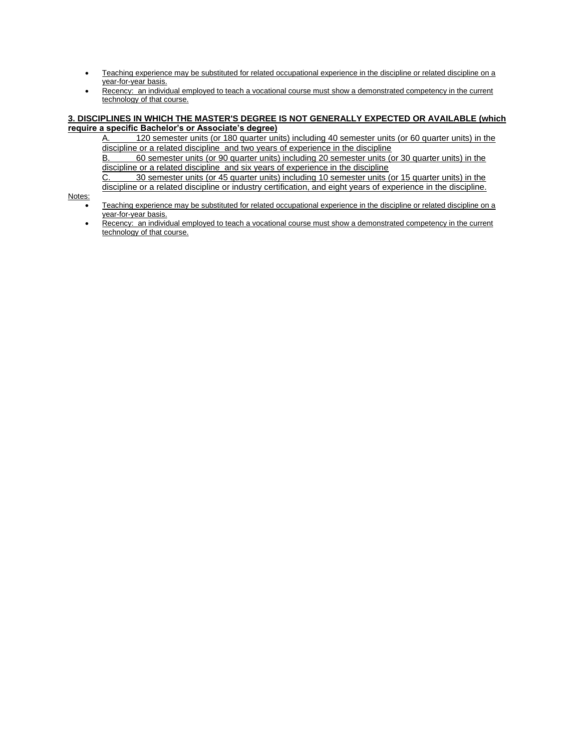- Teaching experience may be substituted for related occupational experience in the discipline or related discipline on a year-for-year basis.
- Recency: an individual employed to teach a vocational course must show a demonstrated competency in the current technology of that course.

**3. DISCIPLINES IN WHICH THE MASTER'S DEGREE IS NOT GENERALLY EXPECTED OR AVAILABLE (which require a specific Bachelor's or Associate's degree)**

A. 120 semester units (or 180 quarter units) including 40 semester units (or 60 quarter units) in the discipline or a related discipline and two years of experience in the discipline

B. 60 semester units (or 90 quarter units) including 20 semester units (or 30 quarter units) in the discipline or a related discipline and six years of experience in the discipline

C. 30 semester units (or 45 quarter units) including 10 semester units (or 15 quarter units) in the discipline or a related discipline or industry certification, and eight years of experience in the discipline.

Notes:

- Teaching experience may be substituted for related occupational experience in the discipline or related discipline on a year-for-year basis.
- Recency: an individual employed to teach a vocational course must show a demonstrated competency in the current technology of that course.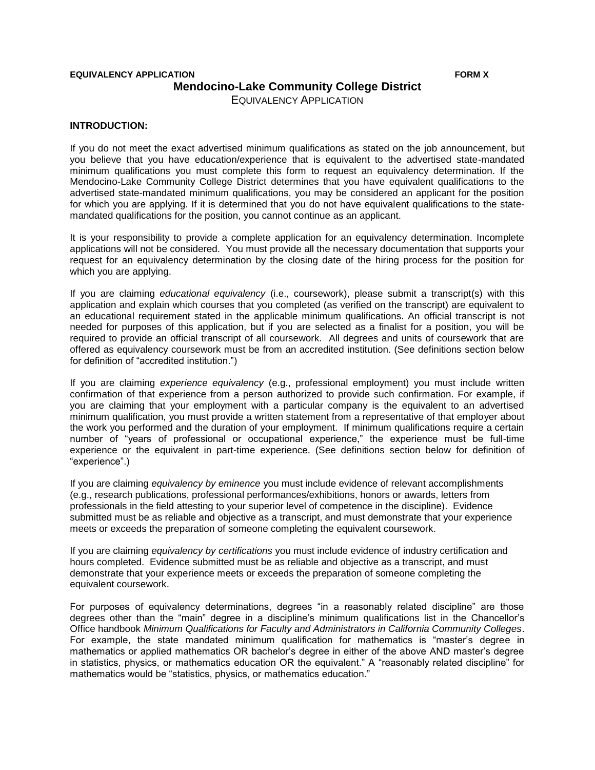**EQUIVALENCY APPLICATION** **FORM X**

# Mendocino-Lake Community College District

EQUIVALENCY APPLICATION

**INTRODUCTION:**

If you do not meet the exact advertised minimum qualifications as stated on the job announcement, but you believe that you have education/experience that is equivalent to the advertised state-mandated minimum qualifications you must complete this form to request an equivalency determination. If the Mendocino-Lake Community College District determines that you have equivalent qualifications to the advertised state-mandated minimum qualifications, you may be considered an applicant for the position for which you are applying. If it is determined that you do not have equivalent qualifications to the state-mandated qualifications for the position, you cannot continue as an applicant.

It is your responsibility to provide a complete application for an equivalency determination. Incomplete applications will not be considered. You must provide all the necessary documentation that supports your request for an equivalency determination by the closing date of the hiring process for the position for which you are applying.

If you are claiming *educational equivalency* (i.e., coursework), please submit a transcript(s) with this application and explain which courses that you completed (as verified on the transcript) are equivalent to an educational requirement stated in the applicable minimum qualifications. An official transcript is not needed for purposes of this application, but if you are selected as a finalist for a position, you will be required to provide an official transcript of all coursework. All degrees and units of coursework that are offered as equivalency coursework must be from an accredited institution. (See definitions section below for definition of "accredited institution.")

If you are claiming *experience equivalency* (e.g., professional employment) you must include written confirmation of that experience from a person authorized to provide such confirmation. For example, if you are claiming that your employment with a particular company is the equivalent to an advertised minimum qualification, you must provide a written statement from a representative of that employer about the work you performed and the duration of your employment. If minimum qualifications require a certain number of "years of professional or occupational experience," the experience must be full-time experience or the equivalent in part-time experience. (See definitions section below for definition of "experience".)

If you are claiming *equivalency by eminence* you must include evidence of relevant accomplishments (e.g., research publications, professional performances/exhibitions, honors or awards, letters from professionals in the field attesting to your superior level of competence in the discipline). Evidence submitted must be as reliable and objective as a transcript, and must demonstrate that your experience meets or exceeds the preparation of someone completing the equivalent coursework.

If you are claiming *equivalency by certifications* you must include evidence of industry certification and hours completed. Evidence submitted must be as reliable and objective as a transcript, and must demonstrate that your experience meets or exceeds the preparation of someone completing the equivalent coursework.

For purposes of equivalency determinations, degrees "in a reasonably related discipline" are those degrees other than the "main" degree in a discipline's minimum qualifications list in the Chancellor's Office handbook *Minimum Qualifications for Faculty and Administrators in California Community Colleges*. For example, the state mandated minimum qualification for mathematics is "master's degree in mathematics or applied mathematics OR bachelor's degree in either of the above AND master's degree in statistics, physics, or mathematics education OR the equivalent." A "reasonably related discipline" for mathematics would be "statistics, physics, or mathematics education."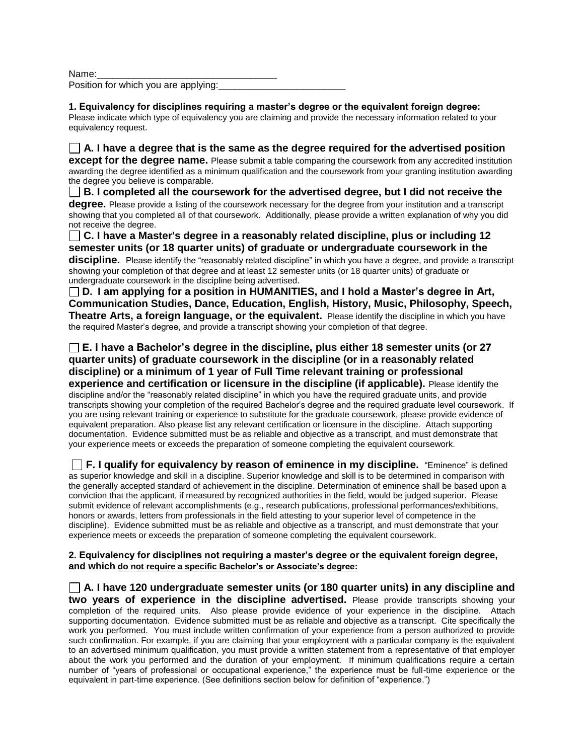Name:_________________________________

Position for which you are applying:________________________

**1. Equivalency for disciplines requiring a master's degree or the equivalent foreign degree:**
Please indicate which type of equivalency you are claiming and provide the necessary information related to your equivalency request.

☐ **A. I have a degree that is the same as the degree required for the advertised position except for the degree name.** Please submit a table comparing the coursework from any accredited institution awarding the degree identified as a minimum qualification and the coursework from your granting institution awarding the degree you believe is comparable.

☐ **B. I completed all the coursework for the advertised degree, but I did not receive the degree.** Please provide a listing of the coursework necessary for the degree from your institution and a transcript showing that you completed all of that coursework. Additionally, please provide a written explanation of why you did not receive the degree.

☐ **C. I have a Master's degree in a reasonably related discipline, plus or including 12 semester units (or 18 quarter units) of graduate or undergraduate coursework in the discipline.** Please identify the "reasonably related discipline" in which you have a degree, and provide a transcript showing your completion of that degree and at least 12 semester units (or 18 quarter units) of graduate or undergraduate coursework in the discipline being advertised.

☐ **D. I am applying for a position in HUMANITIES, and I hold a Master's degree in Art, Communication Studies, Dance, Education, English, History, Music, Philosophy, Speech, Theatre Arts, a foreign language, or the equivalent.** Please identify the discipline in which you have the required Master's degree, and provide a transcript showing your completion of that degree.

☐ **E. I have a Bachelor's degree in the discipline, plus either 18 semester units (or 27 quarter units) of graduate coursework in the discipline (or in a reasonably related discipline) or a minimum of 1 year of Full Time relevant training or professional experience and certification or licensure in the discipline (if applicable).** Please identify the discipline and/or the "reasonably related discipline" in which you have the required graduate units, and provide transcripts showing your completion of the required Bachelor's degree and the required graduate level coursework. If you are using relevant training or experience to substitute for the graduate coursework, please provide evidence of equivalent preparation. Also please list any relevant certification or licensure in the discipline. Attach supporting documentation. Evidence submitted must be as reliable and objective as a transcript, and must demonstrate that your experience meets or exceeds the preparation of someone completing the equivalent coursework.

☐ **F. I qualify for equivalency by reason of eminence in my discipline.** "Eminence" is defined as superior knowledge and skill in a discipline. Superior knowledge and skill is to be determined in comparison with the generally accepted standard of achievement in the discipline. Determination of eminence shall be based upon a conviction that the applicant, if measured by recognized authorities in the field, would be judged superior. Please submit evidence of relevant accomplishments (e.g., research publications, professional performances/exhibitions, honors or awards, letters from professionals in the field attesting to your superior level of competence in the discipline). Evidence submitted must be as reliable and objective as a transcript, and must demonstrate that your experience meets or exceeds the preparation of someone completing the equivalent coursework.

**2. Equivalency for disciplines not requiring a master's degree or the equivalent foreign degree, and which <u>do not require a specific Bachelor's or Associate's degree:</u>**

☐ **A. I have 120 undergraduate semester units (or 180 quarter units) in any discipline and two years of experience in the discipline advertised.** Please provide transcripts showing your completion of the required units. Also please provide evidence of your experience in the discipline. Attach supporting documentation. Evidence submitted must be as reliable and objective as a transcript. Cite specifically the work you performed. You must include written confirmation of your experience from a person authorized to provide such confirmation. For example, if you are claiming that your employment with a particular company is the equivalent to an advertised minimum qualification, you must provide a written statement from a representative of that employer about the work you performed and the duration of your employment. If minimum qualifications require a certain number of "years of professional or occupational experience," the experience must be full-time experience or the equivalent in part-time experience. (See definitions section below for definition of "experience.")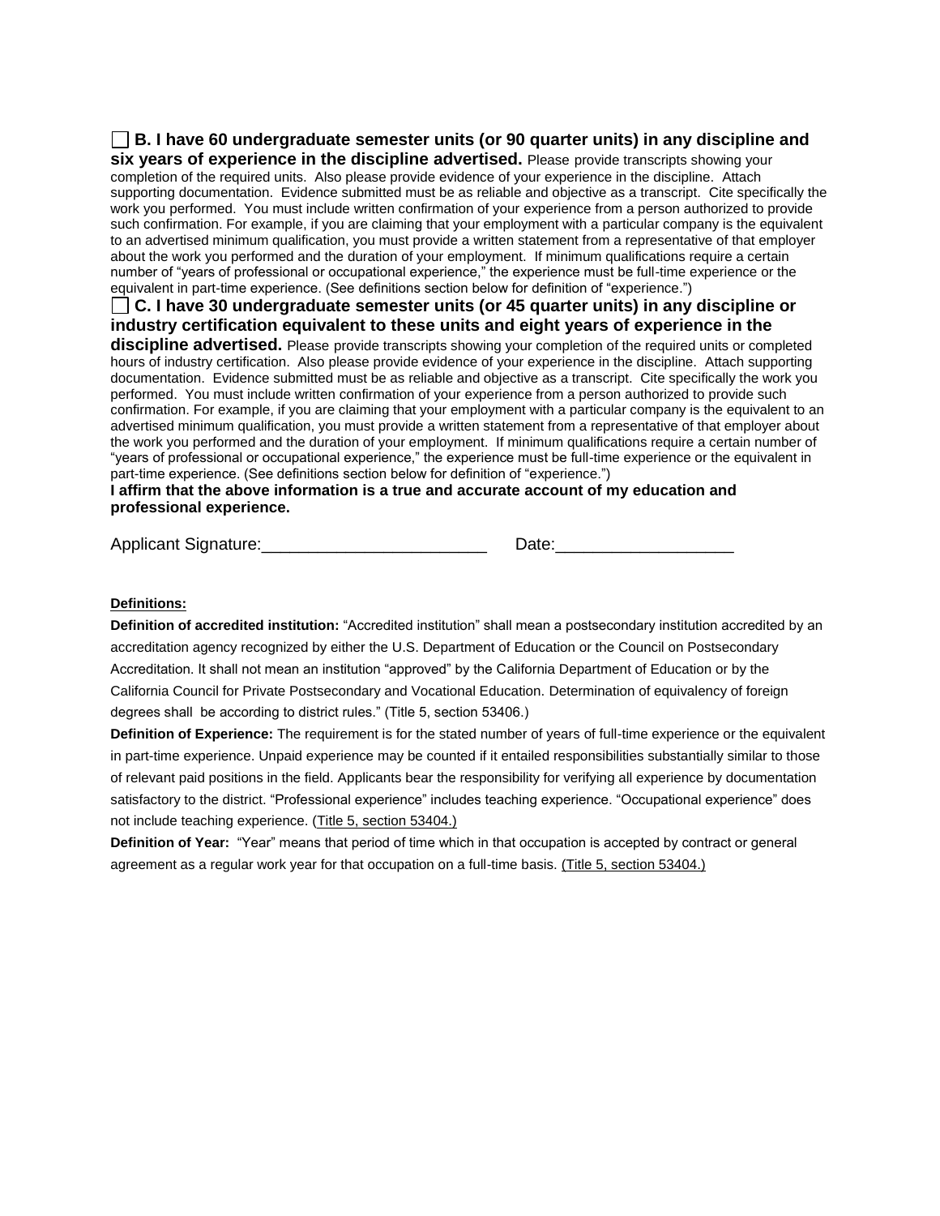☐ **B. I have 60 undergraduate semester units (or 90 quarter units) in any discipline and six years of experience in the discipline advertised.** Please provide transcripts showing your completion of the required units. Also please provide evidence of your experience in the discipline. Attach supporting documentation. Evidence submitted must be as reliable and objective as a transcript. Cite specifically the work you performed. You must include written confirmation of your experience from a person authorized to provide such confirmation. For example, if you are claiming that your employment with a particular company is the equivalent to an advertised minimum qualification, you must provide a written statement from a representative of that employer about the work you performed and the duration of your employment. If minimum qualifications require a certain number of "years of professional or occupational experience," the experience must be full-time experience or the equivalent in part-time experience. (See definitions section below for definition of "experience.")

☐ **C. I have 30 undergraduate semester units (or 45 quarter units) in any discipline or industry certification equivalent to these units and eight years of experience in the discipline advertised.** Please provide transcripts showing your completion of the required units or completed hours of industry certification. Also please provide evidence of your experience in the discipline. Attach supporting documentation. Evidence submitted must be as reliable and objective as a transcript. Cite specifically the work you performed. You must include written confirmation of your experience from a person authorized to provide such confirmation. For example, if you are claiming that your employment with a particular company is the equivalent to an advertised minimum qualification, you must provide a written statement from a representative of that employer about the work you performed and the duration of your employment. If minimum qualifications require a certain number of "years of professional or occupational experience," the experience must be full-time experience or the equivalent in part-time experience. (See definitions section below for definition of "experience.")

**I affirm that the above information is a true and accurate account of my education and professional experience.**

Applicant Signature:________________________ Date:__________________

**Definitions:**

**Definition of accredited institution:** "Accredited institution" shall mean a postsecondary institution accredited by an accreditation agency recognized by either the U.S. Department of Education or the Council on Postsecondary Accreditation. It shall not mean an institution "approved" by the California Department of Education or by the California Council for Private Postsecondary and Vocational Education. Determination of equivalency of foreign degrees shall be according to district rules." (Title 5, section 53406.)

**Definition of Experience:** The requirement is for the stated number of years of full-time experience or the equivalent in part-time experience. Unpaid experience may be counted if it entailed responsibilities substantially similar to those of relevant paid positions in the field. Applicants bear the responsibility for verifying all experience by documentation satisfactory to the district. "Professional experience" includes teaching experience. "Occupational experience" does not include teaching experience. (Title 5, section 53404.)

**Definition of Year:** "Year" means that period of time which in that occupation is accepted by contract or general agreement as a regular work year for that occupation on a full-time basis. (Title 5, section 53404.)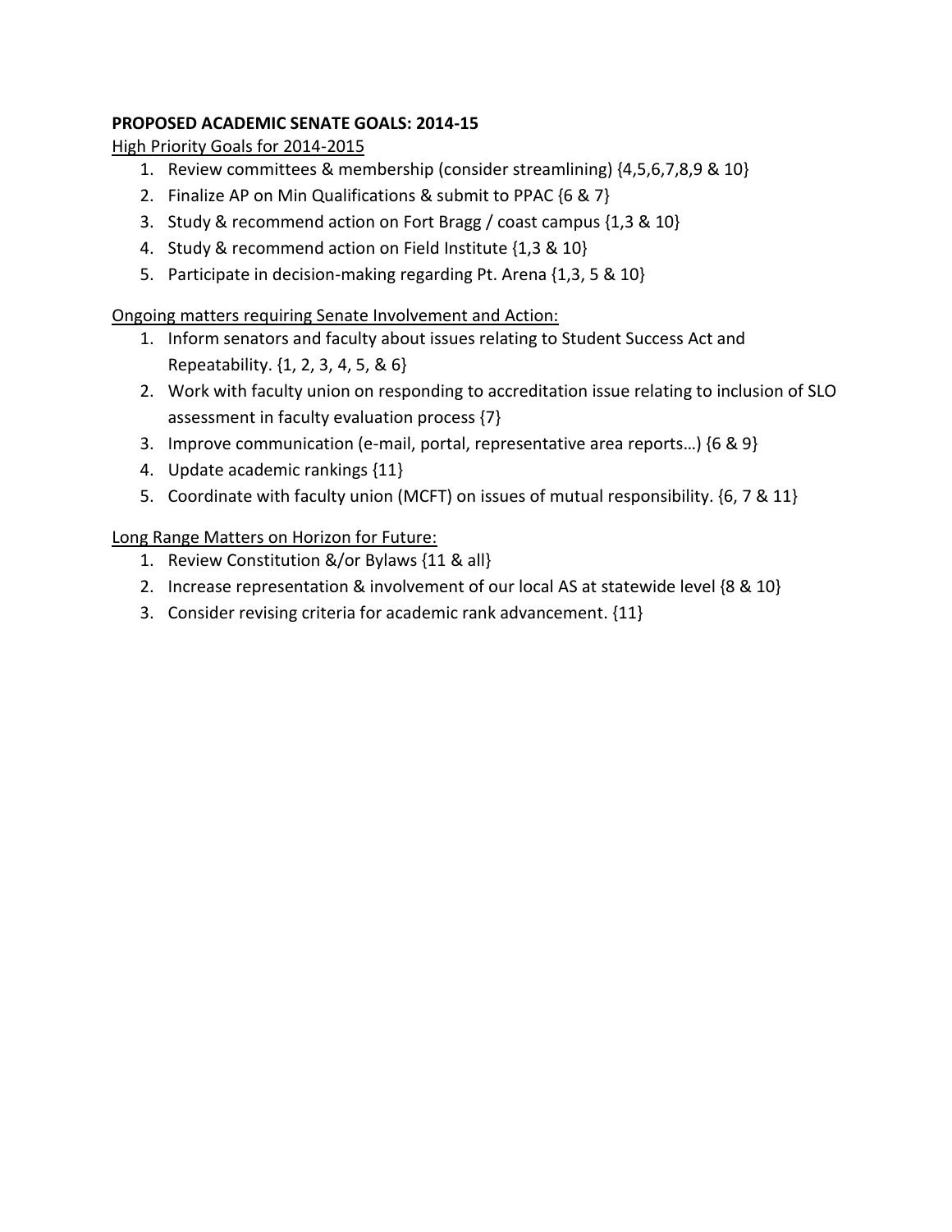**PROPOSED ACADEMIC SENATE GOALS: 2014-15**

High Priority Goals for 2014-2015

1. Review committees & membership (consider streamlining) {4,5,6,7,8,9 & 10}
2. Finalize AP on Min Qualifications & submit to PPAC {6 & 7}
3. Study & recommend action on Fort Bragg / coast campus {1,3 & 10}
4. Study & recommend action on Field Institute {1,3 & 10}
5. Participate in decision-making regarding Pt. Arena {1,3, 5 & 10}

Ongoing matters requiring Senate Involvement and Action:

1. Inform senators and faculty about issues relating to Student Success Act and Repeatability. {1, 2, 3, 4, 5, & 6}
2. Work with faculty union on responding to accreditation issue relating to inclusion of SLO assessment in faculty evaluation process {7}
3. Improve communication (e-mail, portal, representative area reports…) {6 & 9}
4. Update academic rankings {11}
5. Coordinate with faculty union (MCFT) on issues of mutual responsibility. {6, 7 & 11}

Long Range Matters on Horizon for Future:

1. Review Constitution &/or Bylaws {11 & all}
2. Increase representation & involvement of our local AS at statewide level {8 & 10}
3. Consider revising criteria for academic rank advancement. {11}